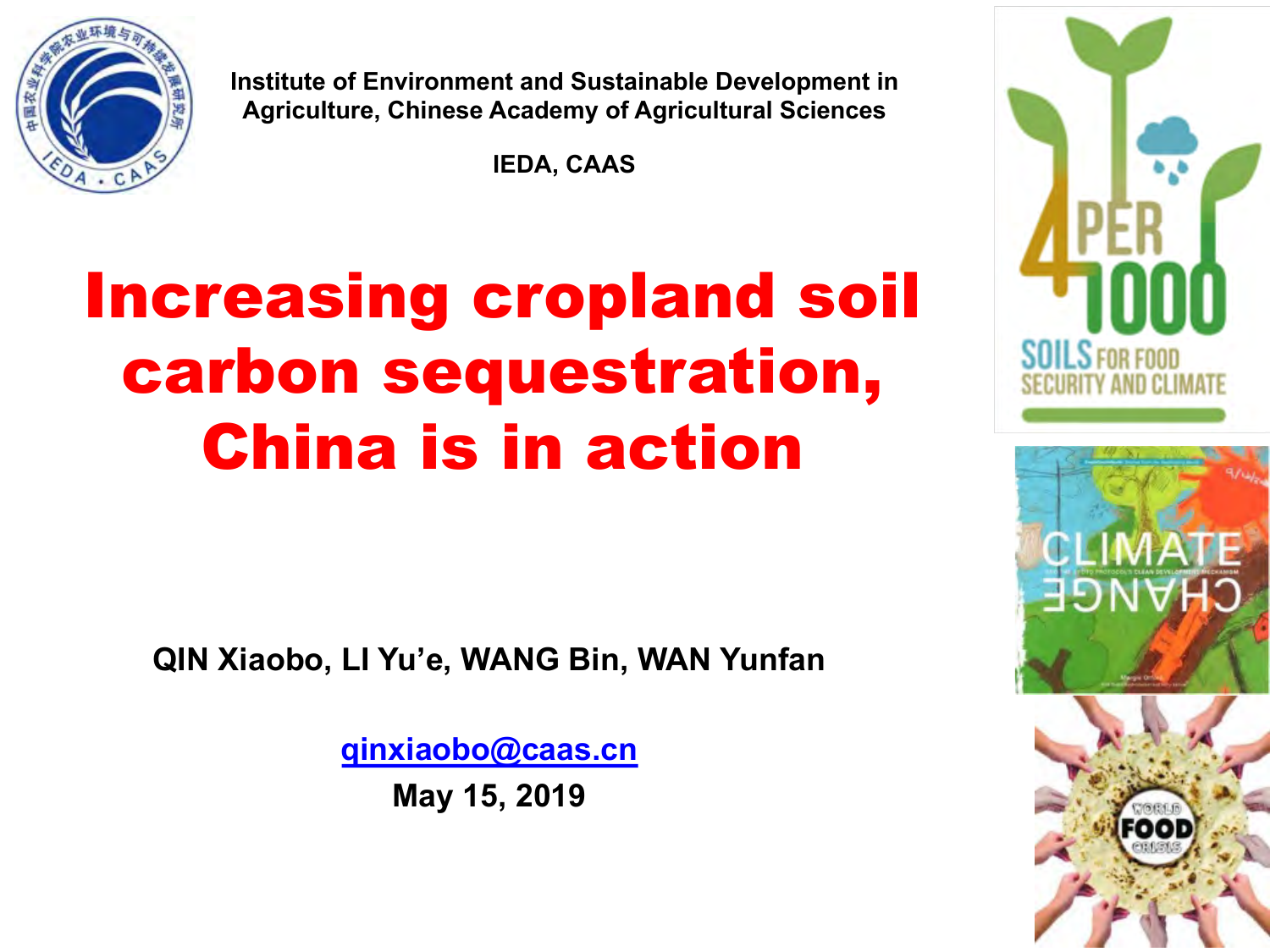Institute of Environment and Sustainable Development in Agriculture, Chinese Academy of Agricultural Sciences

IEDA, CAAS

# Increasing cropland soil carbon sequestration, China is in action

QIN Xiaobo, LI Yu'e, WANG Bin, WAN Yunfan

qinxiaobo@caas.cn

May 15, 2019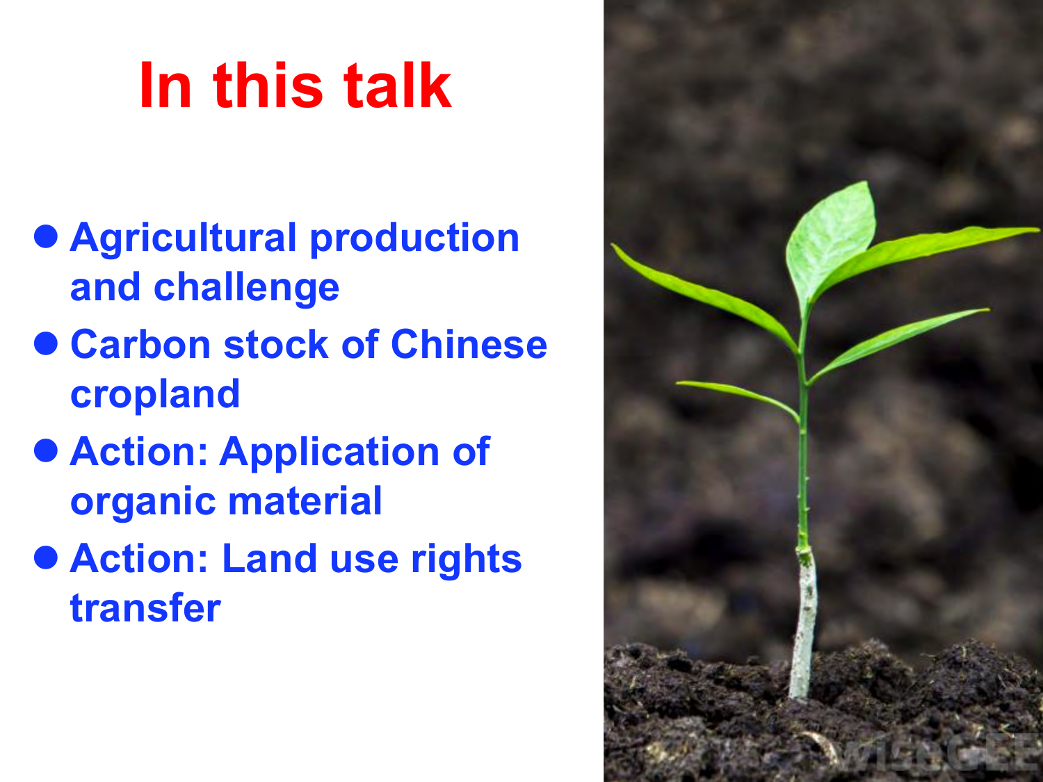# In this talk

- Agricultural production and challenge
- Carbon stock of Chinese cropland
- Action: Application of organic material
- Action: Land use rights transfer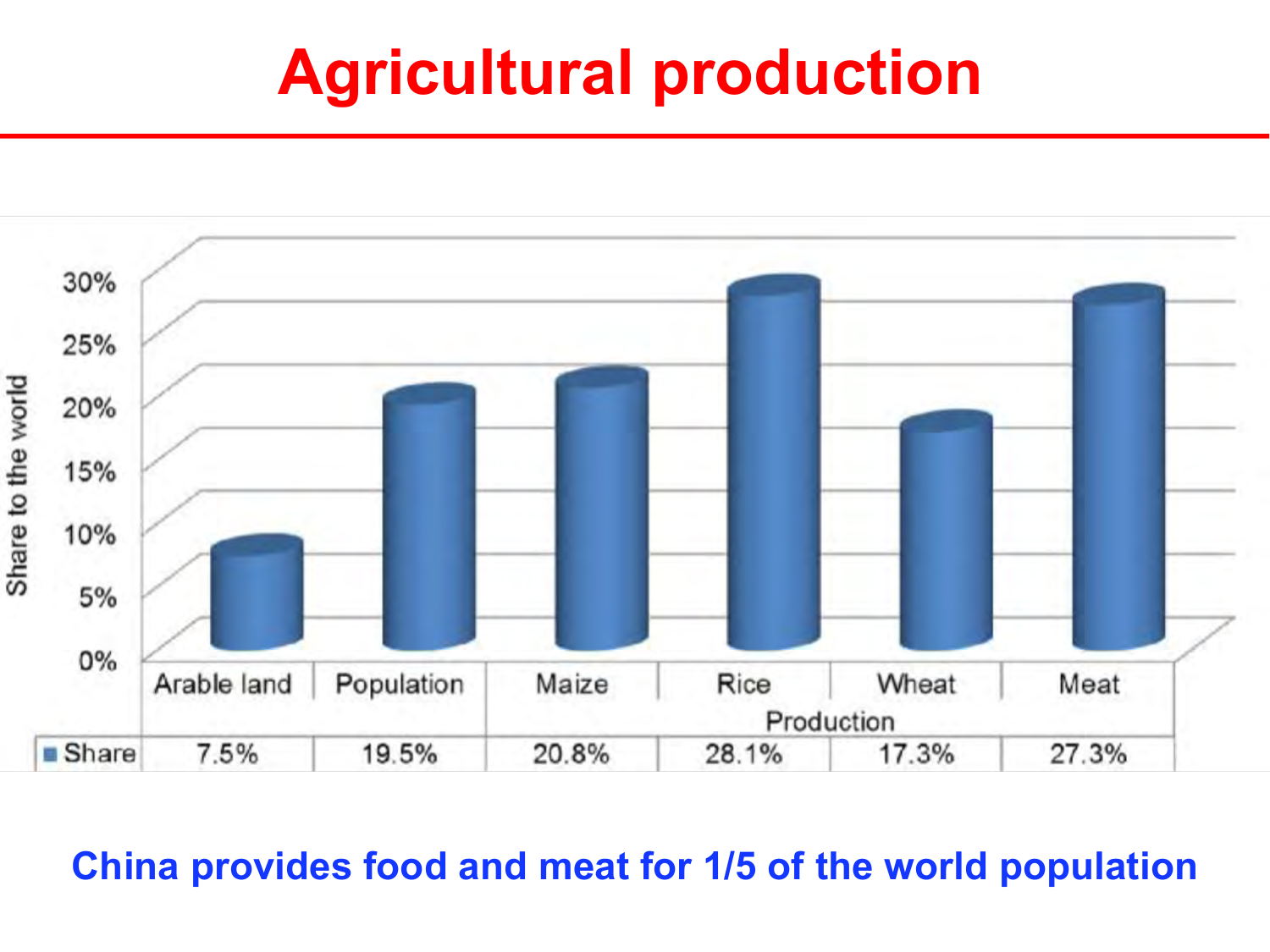# Agricultural production

| | Arable land | Population | Maize | Rice | Wheat | Meat |
|---|---|---|---|---|---|---|
| | | | Production | | | |
| Share | 7.5% | 19.5% | 20.8% | 28.1% | 17.3% | 27.3% |

Share to the world

**China provides food and meat for 1/5 of the world population**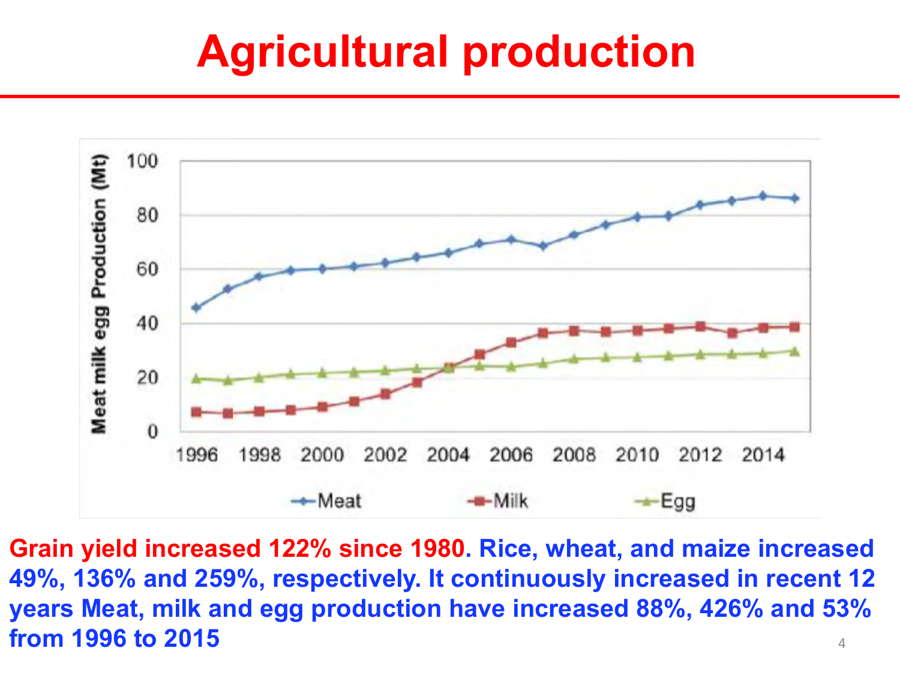# Agricultural production

**Grain yield increased 122% since 1980. Rice, wheat, and maize increased 49%, 136% and 259%, respectively. It continuously increased in recent 12 years Meat, milk and egg production have increased 88%, 426% and 53% from 1996 to 2015**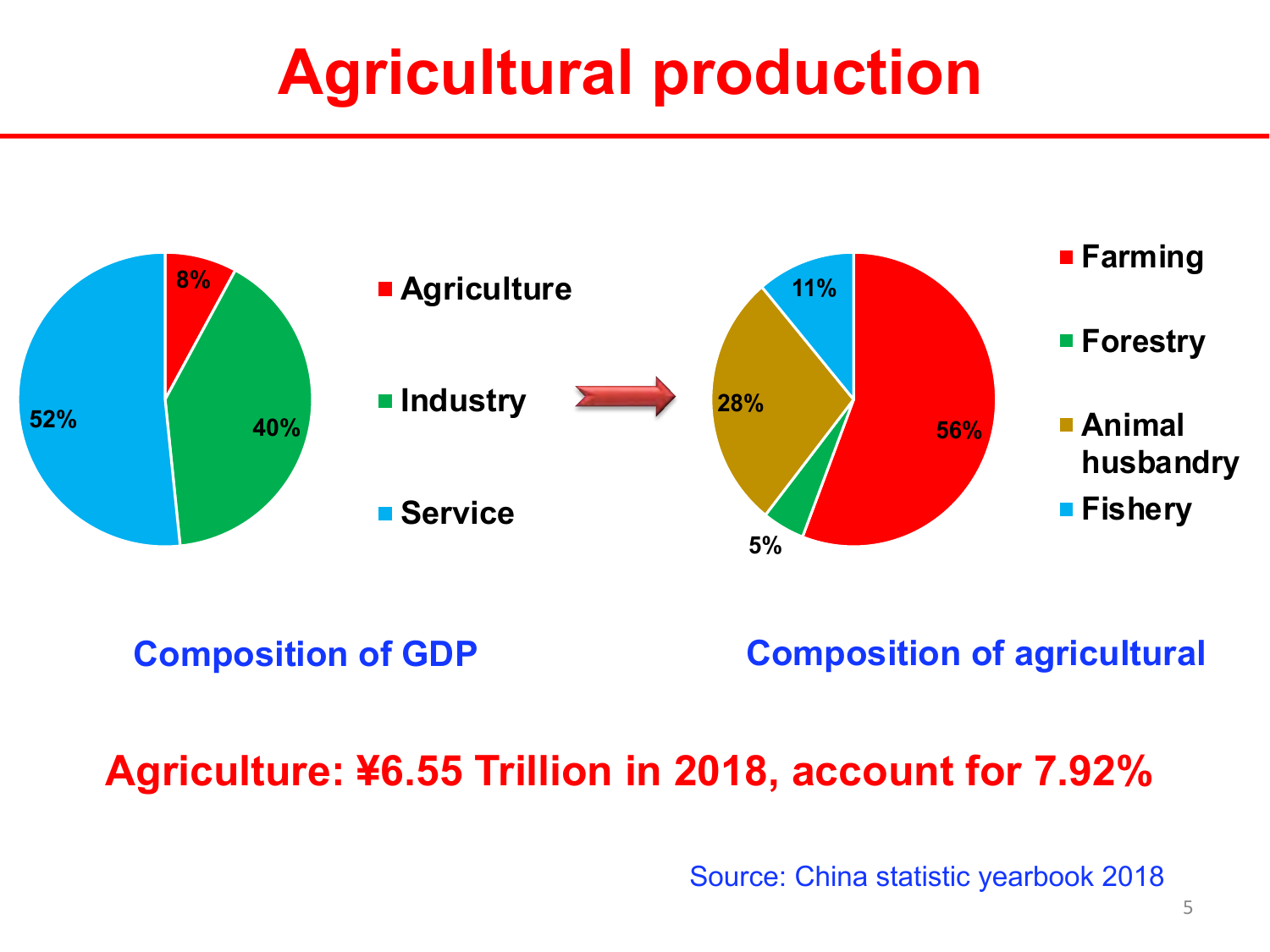# Agricultural production

| Composition of GDP | |
|---|---|
| Agriculture | 8% |
| Industry | 40% |
| Service | 52% |

| Composition of agricultural | |
|---|---|
| Farming | 56% |
| Forestry | 5% |
| Animal husbandry | 28% |
| Fishery | 11% |

**Agriculture: ¥6.55 Trillion in 2018, account for 7.92%**

Source: China statistic yearbook 2018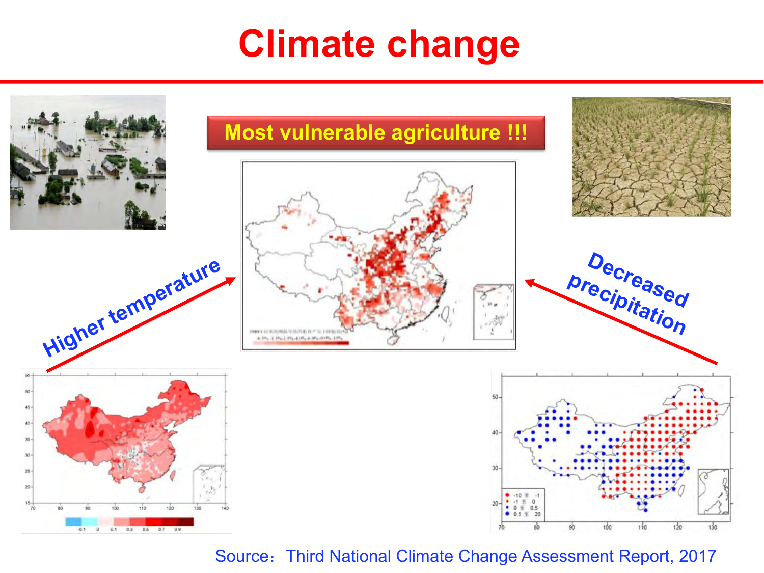# Climate change

**Most vulnerable agriculture !!!**

Higher temperature

Decreased precipitation

Source：Third National Climate Change Assessment Report, 2017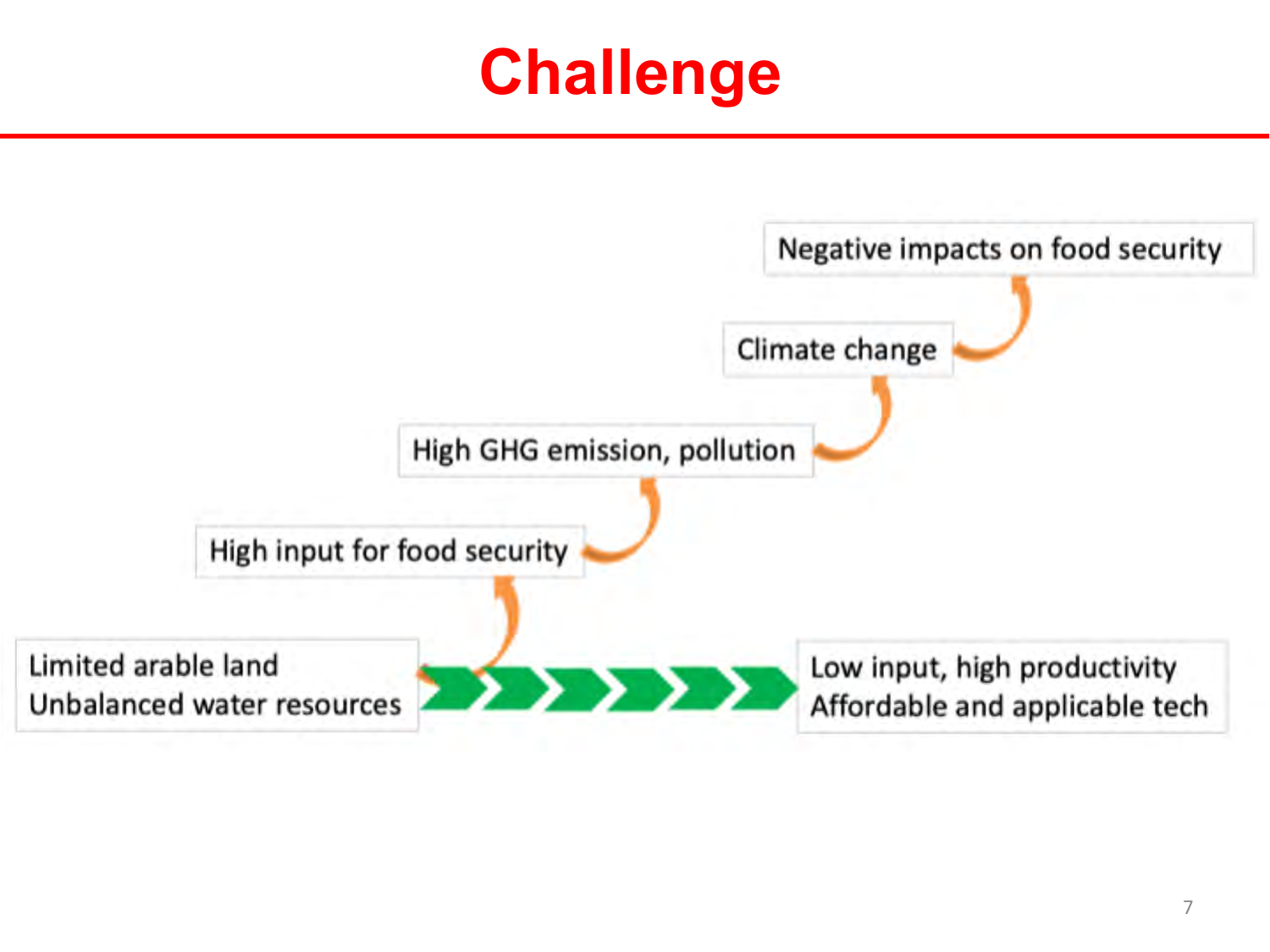# Challenge

Negative impacts on food security

Climate change

High GHG emission, pollution

High input for food security

Limited arable land
Unbalanced water resources

Low input, high productivity
Affordable and applicable tech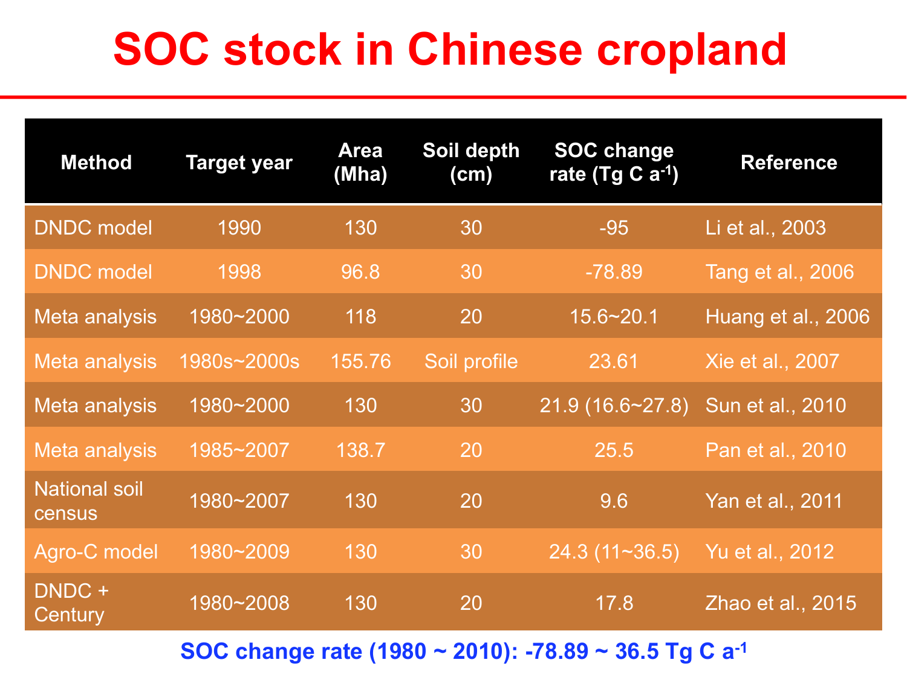# SOC stock in Chinese cropland

| Method | Target year | Area (Mha) | Soil depth (cm) | SOC change rate (Tg C $a^{-1}$) | Reference |
|---|---|---|---|---|---|
| DNDC model | 1990 | 130 | 30 | -95 | Li et al., 2003 |
| DNDC model | 1998 | 96.8 | 30 | -78.89 | Tang et al., 2006 |
| Meta analysis | 1980~2000 | 118 | 20 | 15.6~20.1 | Huang et al., 2006 |
| Meta analysis | 1980s~2000s | 155.76 | Soil profile | 23.61 | Xie et al., 2007 |
| Meta analysis | 1980~2000 | 130 | 30 | 21.9 (16.6~27.8) | Sun et al., 2010 |
| Meta analysis | 1985~2007 | 138.7 | 20 | 25.5 | Pan et al., 2010 |
| National soil census | 1980~2007 | 130 | 20 | 9.6 | Yan et al., 2011 |
| Agro-C model | 1980~2009 | 130 | 30 | 24.3 (11~36.5) | Yu et al., 2012 |
| DNDC + Century | 1980~2008 | 130 | 20 | 17.8 | Zhao et al., 2015 |

**SOC change rate (1980 ~ 2010): -78.89 ~ 36.5 Tg C $a^{-1}$**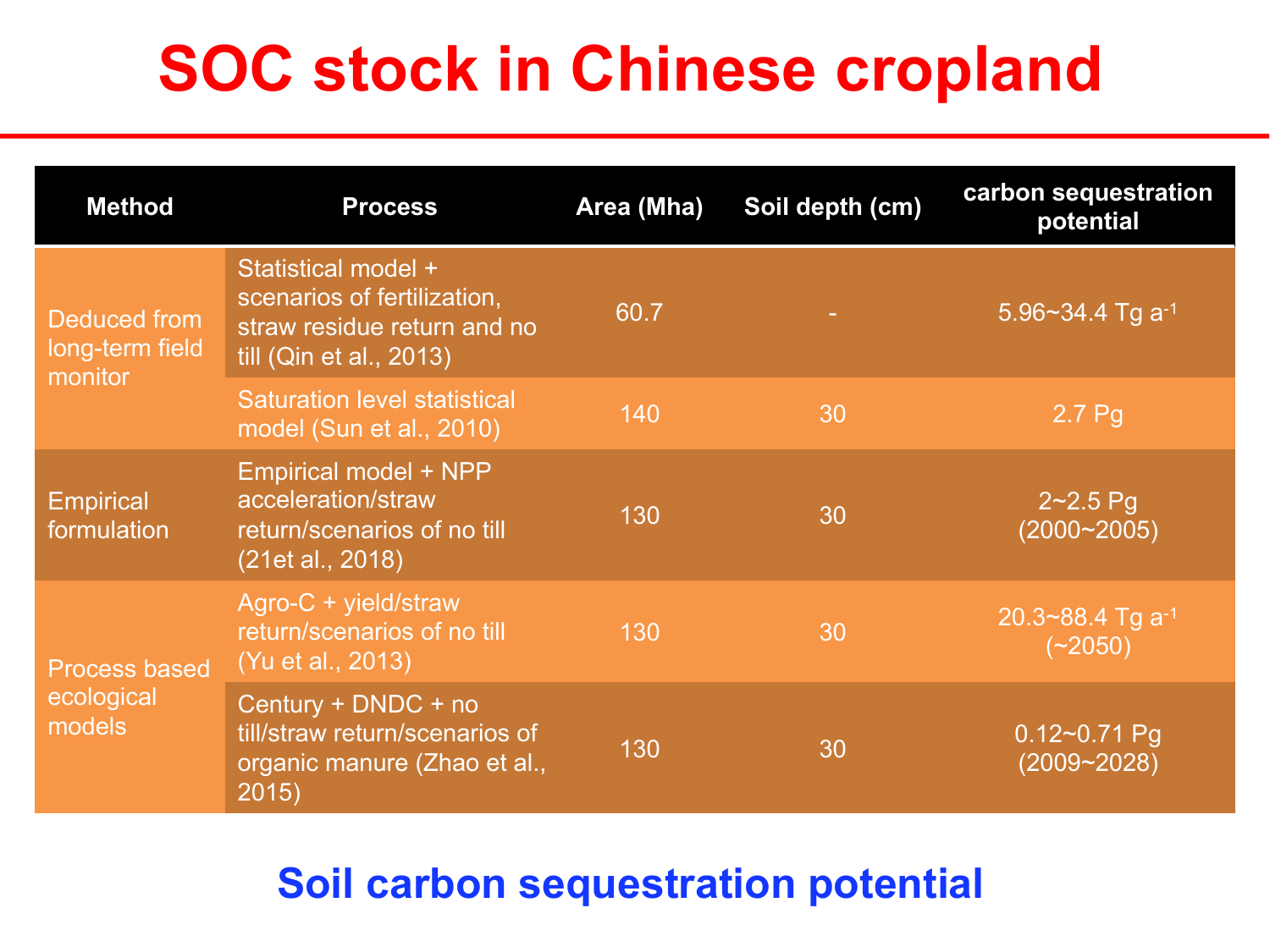# SOC stock in Chinese cropland

| Method | Process | Area (Mha) | Soil depth (cm) | carbon sequestration potential |
|---|---|---|---|---|
| Deduced from long-term field monitor | Statistical model + scenarios of fertilization, straw residue return and no till (Qin et al., 2013) | 60.7 | - | 5.96~34.4 Tg $a^{-1}$ |
| | Saturation level statistical model (Sun et al., 2010) | 140 | 30 | 2.7 Pg |
| Empirical formulation | Empirical model + NPP acceleration/straw return/scenarios of no till (21et al., 2018) | 130 | 30 | 2~2.5 Pg (2000~2005) |
| Process based ecological models | Agro-C + yield/straw return/scenarios of no till (Yu et al., 2013) | 130 | 30 | 20.3~88.4 Tg $a^{-1}$ (~2050) |
| | Century + DNDC + no till/straw return/scenarios of organic manure (Zhao et al., 2015) | 130 | 30 | 0.12~0.71 Pg (2009~2028) |

## Soil carbon sequestration potential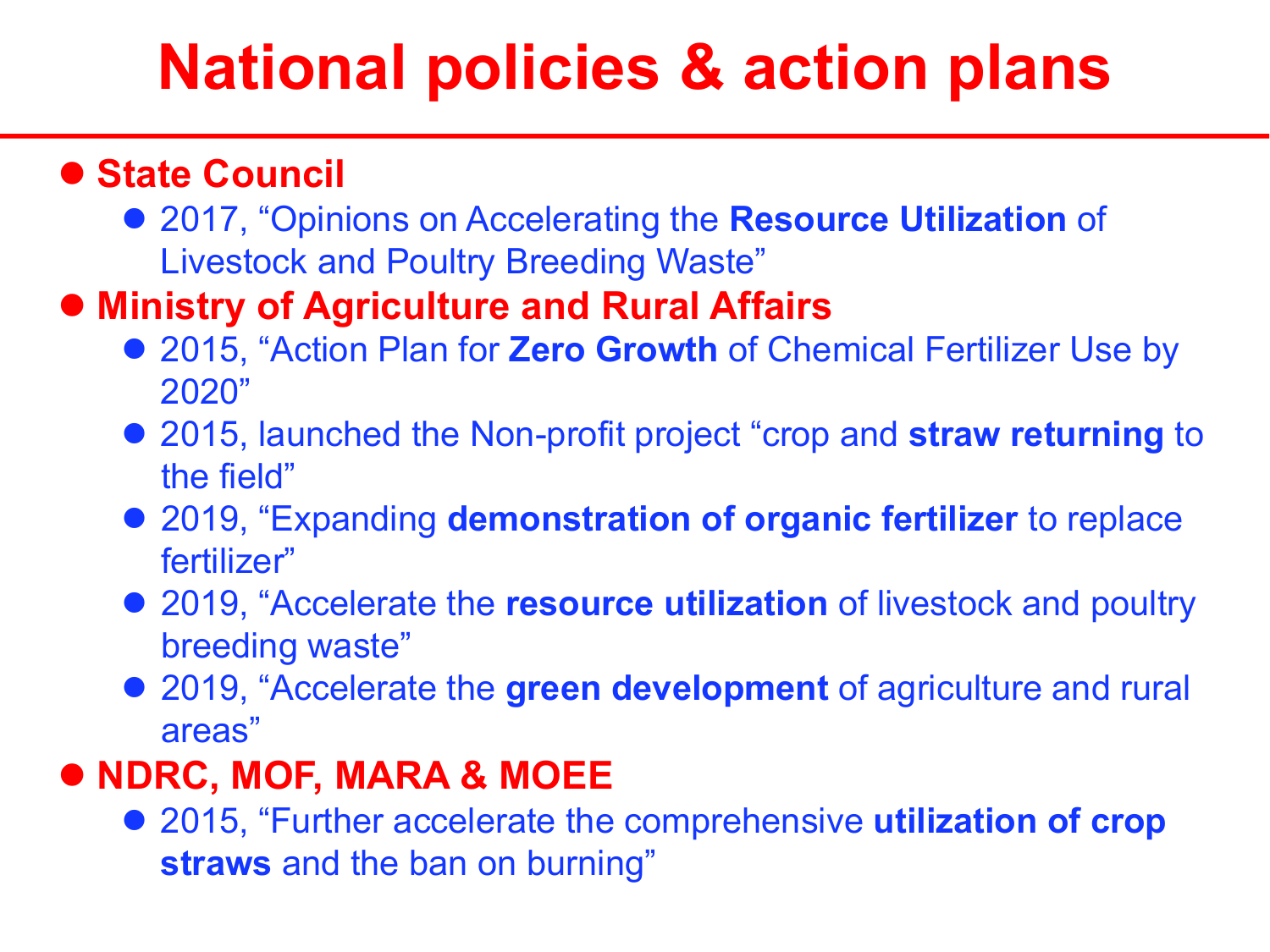# National policies & action plans

- **State Council**
  - 2017, "Opinions on Accelerating the **Resource Utilization** of Livestock and Poultry Breeding Waste"
- **Ministry of Agriculture and Rural Affairs**
  - 2015, "Action Plan for **Zero Growth** of Chemical Fertilizer Use by 2020"
  - 2015, launched the Non-profit project "crop and **straw returning** to the field"
  - 2019, "Expanding **demonstration of organic fertilizer** to replace fertilizer"
  - 2019, "Accelerate the **resource utilization** of livestock and poultry breeding waste"
  - 2019, "Accelerate the **green development** of agriculture and rural areas"
- **NDRC, MOF, MARA & MOEE**
  - 2015, "Further accelerate the comprehensive **utilization of crop straws** and the ban on burning"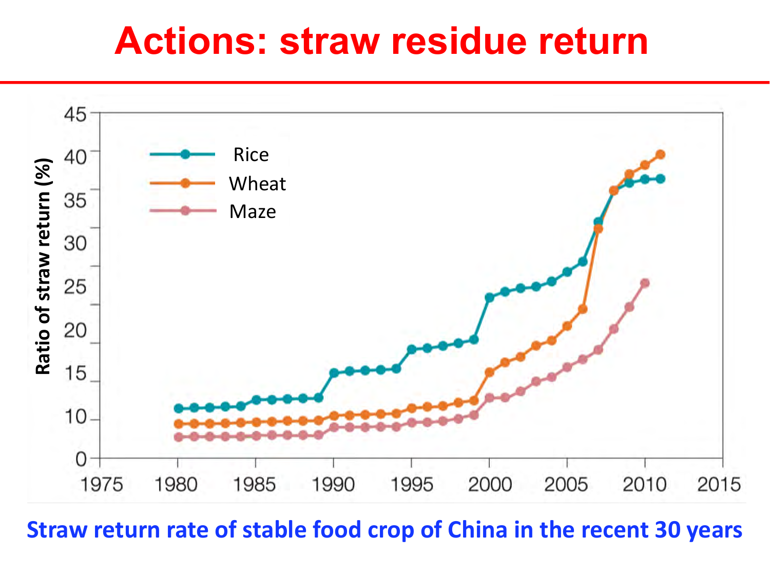# Actions: straw residue return

**Straw return rate of stable food crop of China in the recent 30 years**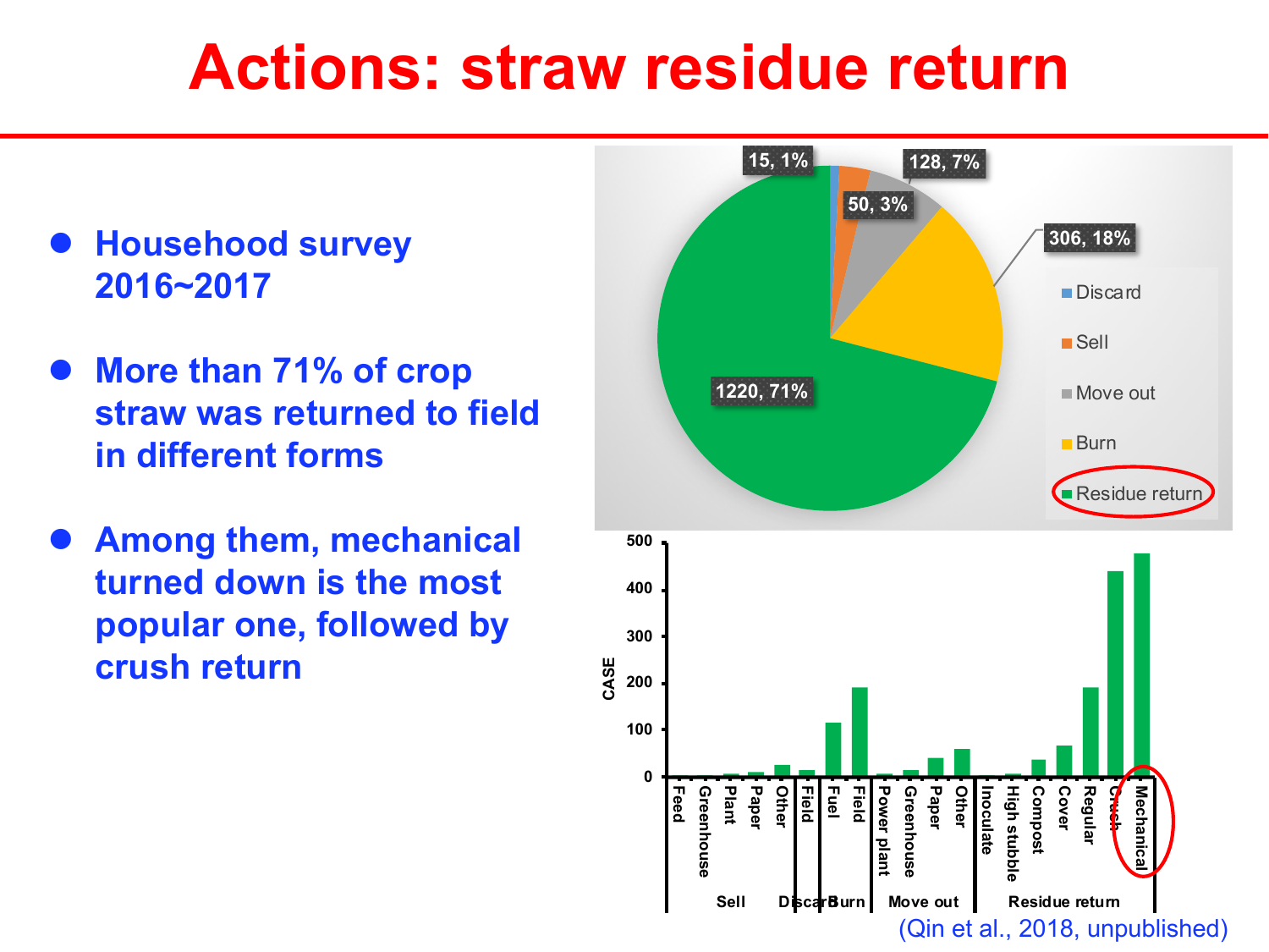# Actions: straw residue return

- **Househood survey 2016~2017**
- **More than 71% of crop straw was returned to field in different forms**
- **Among them, mechanical turned down is the most popular one, followed by crush return**

15, 1%
128, 7%
50, 3%
306, 18%
1220, 71%

Discard
Sell
Move out
Burn
Residue return

500
400
300
200
100
0
CASE

Feed
Greenhouse
Plant
Paper
Other
Field
Fuel
Field
Power plant
Greenhouse
Paper
Other
Inoculate
High stubble
Compost
Cover
Regular
Crush
Mechanical

Sell
Discard
Burn
Move out
Residue return

(Qin et al., 2018, unpublished)